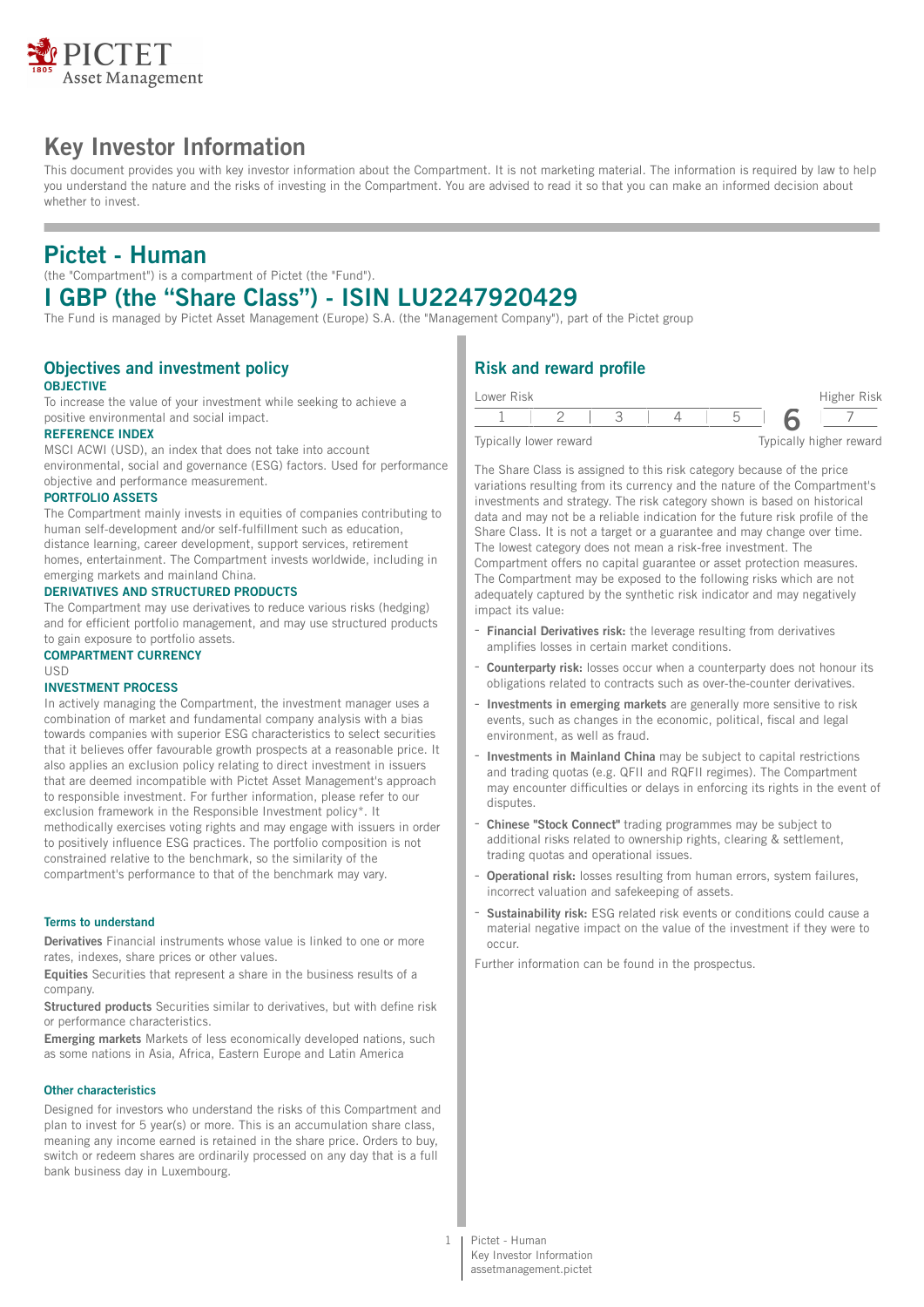# Key Investor Information

This document provides you with key investor information about the Compartment. It is not marketing material. The information is required by law to help you understand the nature and the risks of investing in the Compartment. You are advised to read it so that you can make an informed decision about whether to invest.

# Pictet - Human

(the "Compartment") is a compartment of Pictet (the "Fund").

# I GBP (the “Share Class”) - ISIN LU2247920429

The Fund is managed by Pictet Asset Management (Europe) S.A. (the "Management Company"), part of the Pictet group

## Objectives and investment policy

**OBJECTIVE**

To increase the value of your investment while seeking to achieve a positive environmental and social impact.

**REFERENCE INDEX**

MSCI ACWI (USD), an index that does not take into account environmental, social and governance (ESG) factors. Used for performance objective and performance measurement.

**PORTFOLIO ASSETS**

The Compartment mainly invests in equities of companies contributing to human self-development and/or self-fulfillment such as education, distance learning, career development, support services, retirement homes, entertainment. The Compartment invests worldwide, including in emerging markets and mainland China.

**DERIVATIVES AND STRUCTURED PRODUCTS**

The Compartment may use derivatives to reduce various risks (hedging) and for efficient portfolio management, and may use structured products to gain exposure to portfolio assets.

**COMPARTMENT CURRENCY**

USD

**INVESTMENT PROCESS**

In actively managing the Compartment, the investment manager uses a combination of market and fundamental company analysis with a bias towards companies with superior ESG characteristics to select securities that it believes offer favourable growth prospects at a reasonable price. It also applies an exclusion policy relating to direct investment in issuers that are deemed incompatible with Pictet Asset Management's approach to responsible investment. For further information, please refer to our exclusion framework in the Responsible Investment policy*. It methodically exercises voting rights and may engage with issuers in order to positively influence ESG practices. The portfolio composition is not constrained relative to the benchmark, so the similarity of the compartment's performance to that of the benchmark may vary.

### Terms to understand

**Derivatives** Financial instruments whose value is linked to one or more rates, indexes, share prices or other values.

**Equities** Securities that represent a share in the business results of a company.

**Structured products** Securities similar to derivatives, but with define risk or performance characteristics.

**Emerging markets** Markets of less economically developed nations, such as some nations in Asia, Africa, Eastern Europe and Latin America

### Other characteristics

Designed for investors who understand the risks of this Compartment and plan to invest for 5 year(s) or more. This is an accumulation share class, meaning any income earned is retained in the share price. Orders to buy, switch or redeem shares are ordinarily processed on any day that is a full bank business day in Luxembourg.

## Risk and reward profile

| Lower Risk | | | | | | Higher Risk |
|---|---|---|---|---|---|---|
| 1 | 2 | 3 | 4 | 5 | **6** | 7 |
| Typically lower reward | | | | | | Typically higher reward |

The Share Class is assigned to this risk category because of the price variations resulting from its currency and the nature of the Compartment's investments and strategy. The risk category shown is based on historical data and may not be a reliable indication for the future risk profile of the Share Class. It is not a target or a guarantee and may change over time. The lowest category does not mean a risk-free investment. The Compartment offers no capital guarantee or asset protection measures. The Compartment may be exposed to the following risks which are not adequately captured by the synthetic risk indicator and may negatively impact its value:

- **Financial Derivatives risk:** the leverage resulting from derivatives amplifies losses in certain market conditions.
- **Counterparty risk:** losses occur when a counterparty does not honour its obligations related to contracts such as over-the-counter derivatives.
- **Investments in emerging markets** are generally more sensitive to risk events, such as changes in the economic, political, fiscal and legal environment, as well as fraud.
- **Investments in Mainland China** may be subject to capital restrictions and trading quotas (e.g. QFII and RQFII regimes). The Compartment may encounter difficulties or delays in enforcing its rights in the event of disputes.
- **Chinese "Stock Connect"** trading programmes may be subject to additional risks related to ownership rights, clearing & settlement, trading quotas and operational issues.
- **Operational risk:** losses resulting from human errors, system failures, incorrect valuation and safekeeping of assets.
- **Sustainability risk:** ESG related risk events or conditions could cause a material negative impact on the value of the investment if they were to occur.

Further information can be found in the prospectus.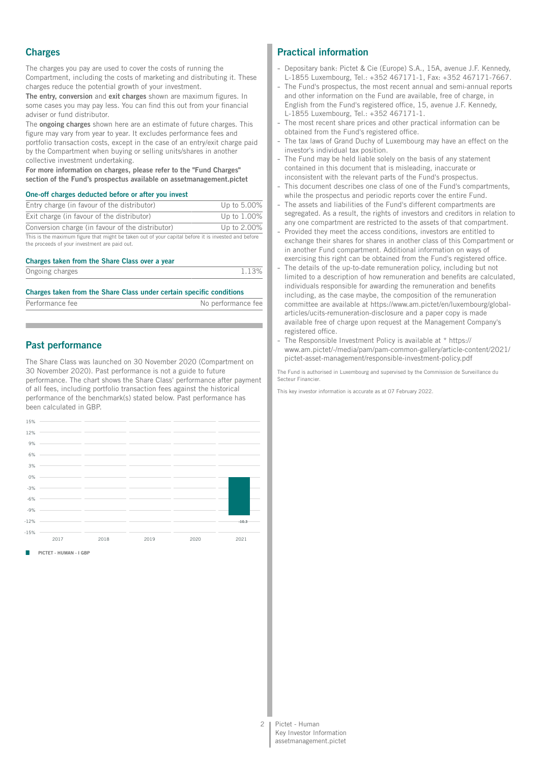## Charges

The charges you pay are used to cover the costs of running the Compartment, including the costs of marketing and distributing it. These charges reduce the potential growth of your investment.

**The entry, conversion** and **exit charges** shown are maximum figures. In some cases you may pay less. You can find this out from your financial adviser or fund distributor.

The **ongoing charges** shown here are an estimate of future charges. This figure may vary from year to year. It excludes performance fees and portfolio transaction costs, except in the case of an entry/exit charge paid by the Compartment when buying or selling units/shares in another collective investment undertaking.

**For more information on charges, please refer to the "Fund Charges" section of the Fund's prospectus available on assetmanagement.pictet**

### One-off charges deducted before or after you invest

| | |
|---|---|
| Entry charge (in favour of the distributor) | Up to 5.00% |
| Exit charge (in favour of the distributor) | Up to 1.00% |
| Conversion charge (in favour of the distributor) | Up to 2.00% |

This is the maximum figure that might be taken out of your capital before it is invested and before the proceeds of your investment are paid out.

### Charges taken from the Share Class over a year

| | |
|---|---|
| Ongoing charges | 1.13% |

### Charges taken from the Share Class under certain specific conditions

| | |
|---|---|
| Performance fee | No performance fee |

## Past performance

The Share Class was launched on 30 November 2020 (Compartment on 30 November 2020). Past performance is not a guide to future performance. The chart shows the Share Class' performance after payment of all fees, including portfolio transaction fees against the historical performance of the benchmark(s) stated below. Past performance has been calculated in GBP.

15%
12%
9%
6%
3%
0%
-3%
-6%
-9%
-12%
-15%

-10.3

2017 2018 2019 2020 2021

PICTET - HUMAN - I GBP

## Practical information

- Depositary bank: Pictet & Cie (Europe) S.A., 15A, avenue J.F. Kennedy, L-1855 Luxembourg, Tel.: +352 467171-1, Fax: +352 467171-7667.
- The Fund's prospectus, the most recent annual and semi-annual reports and other information on the Fund are available, free of charge, in English from the Fund's registered office, 15, avenue J.F. Kennedy, L-1855 Luxembourg, Tel.: +352 467171-1.
- The most recent share prices and other practical information can be obtained from the Fund's registered office.
- The tax laws of Grand Duchy of Luxembourg may have an effect on the investor's individual tax position.
- The Fund may be held liable solely on the basis of any statement contained in this document that is misleading, inaccurate or inconsistent with the relevant parts of the Fund's prospectus.
- This document describes one class of one of the Fund's compartments, while the prospectus and periodic reports cover the entire Fund.
- The assets and liabilities of the Fund's different compartments are segregated. As a result, the rights of investors and creditors in relation to any one compartment are restricted to the assets of that compartment.
- Provided they meet the access conditions, investors are entitled to exchange their shares for shares in another class of this Compartment or in another Fund compartment. Additional information on ways of exercising this right can be obtained from the Fund's registered office.
- The details of the up-to-date remuneration policy, including but not limited to a description of how remuneration and benefits are calculated, individuals responsible for awarding the remuneration and benefits including, as the case maybe, the composition of the remuneration committee are available at https://www.am.pictet/en/luxembourg/global-articles/ucits-remuneration-disclosure and a paper copy is made available free of charge upon request at the Management Company's registered office.
- The Responsible Investment Policy is available at * https://www.am.pictet/-/media/pam/pam-common-gallery/article-content/2021/pictet-asset-management/responsible-investment-policy.pdf

The Fund is authorised in Luxembourg and supervised by the Commission de Surveillance du Secteur Financier.

This key investor information is accurate as at 07 February 2022.